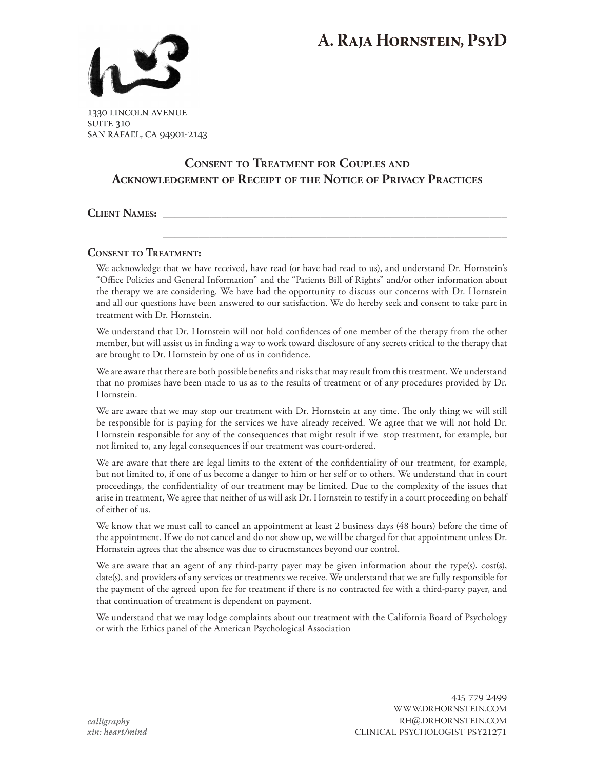# A. Raja Hornstein, PsyD

1330 Lincoln Avenue
Suite 310
San Rafael, CA 94901-2143

## Consent to Treatment for Couples and Acknowledgement of Receipt of the Notice of Privacy Practices

**Client Names:** ______________________________________________

______________________________________________

### Consent to Treatment:

We acknowledge that we have received, have read (or have had read to us), and understand Dr. Hornstein's "Office Policies and General Information" and the "Patients Bill of Rights" and/or other information about the therapy we are considering. We have had the opportunity to discuss our concerns with Dr. Hornstein and all our questions have been answered to our satisfaction. We do hereby seek and consent to take part in treatment with Dr. Hornstein.

We understand that Dr. Hornstein will not hold confidences of one member of the therapy from the other member, but will assist us in finding a way to work toward disclosure of any secrets critical to the therapy that are brought to Dr. Hornstein by one of us in confidence.

We are aware that there are both possible benefits and risks that may result from this treatment. We understand that no promises have been made to us as to the results of treatment or of any procedures provided by Dr. Hornstein.

We are aware that we may stop our treatment with Dr. Hornstein at any time. The only thing we will still be responsible for is paying for the services we have already received. We agree that we will not hold Dr. Hornstein responsible for any of the consequences that might result if we stop treatment, for example, but not limited to, any legal consequences if our treatment was court-ordered.

We are aware that there are legal limits to the extent of the confidentiality of our treatment, for example, but not limited to, if one of us become a danger to him or her self or to others. We understand that in court proceedings, the confidentiality of our treatment may be limited. Due to the complexity of the issues that arise in treatment, We agree that neither of us will ask Dr. Hornstein to testify in a court proceeding on behalf of either of us.

We know that we must call to cancel an appointment at least 2 business days (48 hours) before the time of the appointment. If we do not cancel and do not show up, we will be charged for that appointment unless Dr. Hornstein agrees that the absence was due to cirucmstances beyond our control.

We are aware that an agent of any third-party payer may be given information about the type(s), cost(s), date(s), and providers of any services or treatments we receive. We understand that we are fully responsible for the payment of the agreed upon fee for treatment if there is no contracted fee with a third-party payer, and that continuation of treatment is dependent on payment.

We understand that we may lodge complaints about our treatment with the California Board of Psychology or with the Ethics panel of the American Psychological Association

*calligraphy*
*xin: heart/mind*

415 779 2499
www.drhornstein.com
rh@.drhornstein.com
Clinical Psychologist PSY21271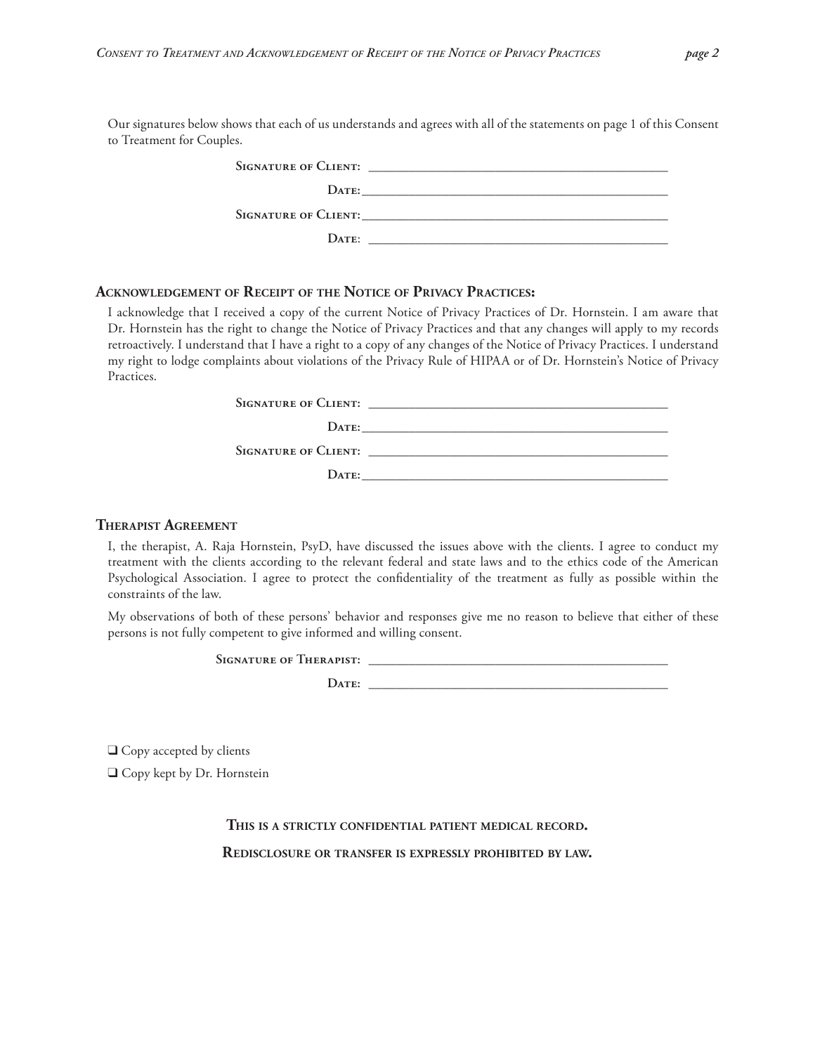Our signatures below shows that each of us understands and agrees with all of the statements on page 1 of this Consent to Treatment for Couples.

**Signature of Client:** ______________________________________________

**Date:** ______________________________________________

**Signature of Client:** ______________________________________________

**Date:** ______________________________________________

### Acknowledgement of Receipt of the Notice of Privacy Practices:

I acknowledge that I received a copy of the current Notice of Privacy Practices of Dr. Hornstein. I am aware that Dr. Hornstein has the right to change the Notice of Privacy Practices and that any changes will apply to my records retroactively. I understand that I have a right to a copy of any changes of the Notice of Privacy Practices. I understand my right to lodge complaints about violations of the Privacy Rule of HIPAA or of Dr. Hornstein's Notice of Privacy Practices.

**Signature of Client:** ______________________________________________

**Date:** ______________________________________________

**Signature of Client:** ______________________________________________

**Date:** ______________________________________________

### Therapist Agreement

I, the therapist, A. Raja Hornstein, PsyD, have discussed the issues above with the clients. I agree to conduct my treatment with the clients according to the relevant federal and state laws and to the ethics code of the American Psychological Association. I agree to protect the confidentiality of the treatment as fully as possible within the constraints of the law.

My observations of both of these persons' behavior and responses give me no reason to believe that either of these persons is not fully competent to give informed and willing consent.

**Signature of Therapist:** ______________________________________________

**Date:** ______________________________________________

❑ Copy accepted by clients

❑ Copy kept by Dr. Hornstein

**This is a strictly confidential patient medical record.**

**Redisclosure or transfer is expressly prohibited by law.**